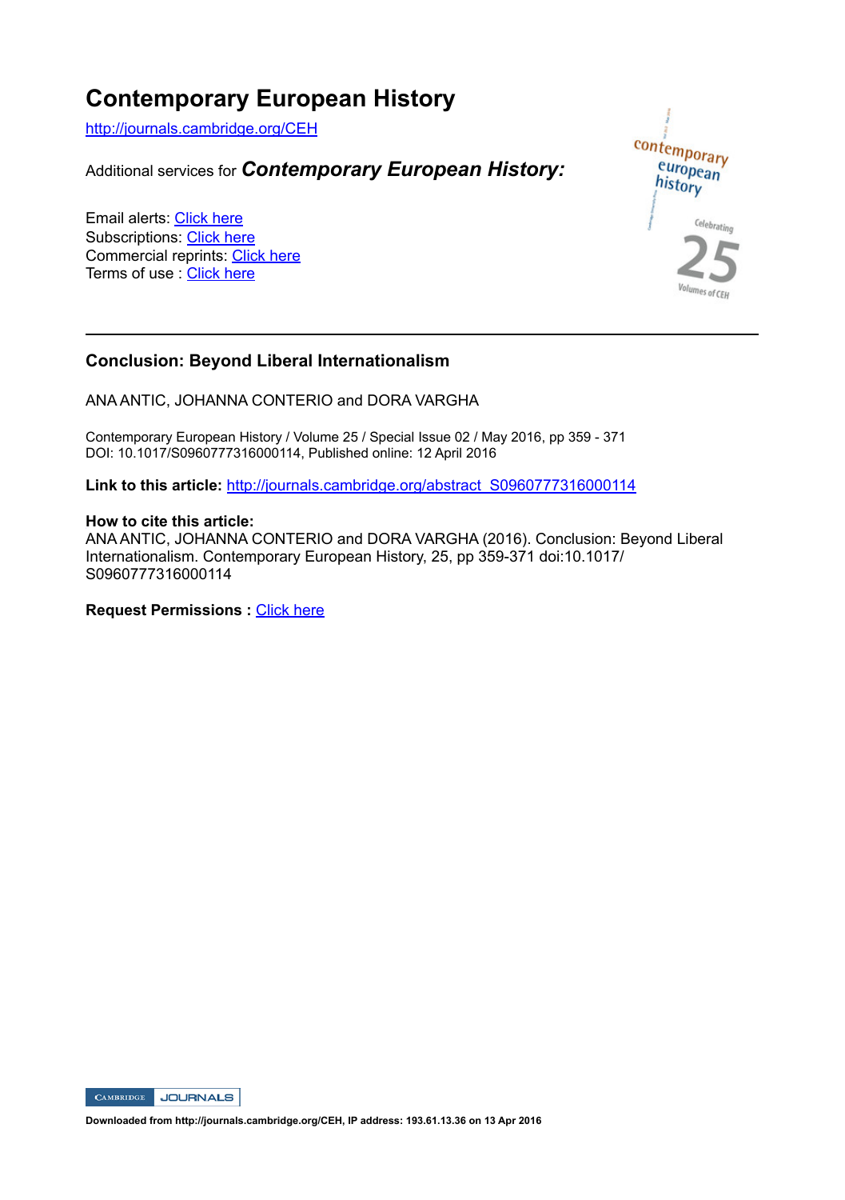# Contemporary European History

http://journals.cambridge.org/CEH

Additional services for ***Contemporary European History:***

Email alerts: Click here
Subscriptions: Click here
Commercial reprints: Click here
Terms of use : Click here

---

## Conclusion: Beyond Liberal Internationalism

ANA ANTIC, JOHANNA CONTERIO and DORA VARGHA

Contemporary European History / Volume 25 / Special Issue 02 / May 2016, pp 359 - 371
DOI: 10.1017/S0960777316000114, Published online: 12 April 2016

**Link to this article:** http://journals.cambridge.org/abstract_S0960777316000114

**How to cite this article:**
ANA ANTIC, JOHANNA CONTERIO and DORA VARGHA (2016). Conclusion: Beyond Liberal Internationalism. Contemporary European History, 25, pp 359-371 doi:10.1017/S0960777316000114

**Request Permissions :** Click here

**Downloaded from http://journals.cambridge.org/CEH, IP address: 193.61.13.36 on 13 Apr 2016**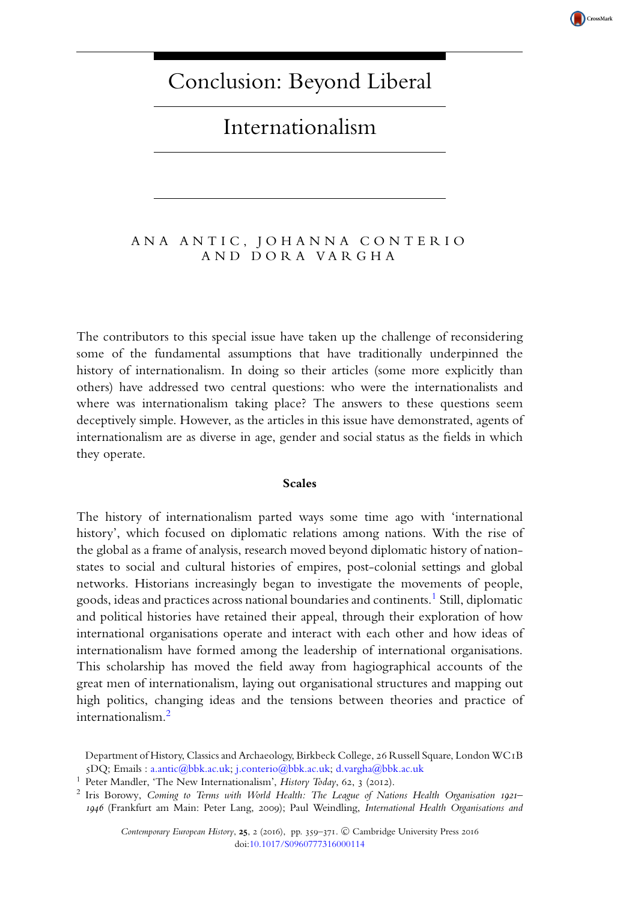# Conclusion: Beyond Liberal Internationalism

ANA ANTIC, JOHANNA CONTERIO AND DORA VARGHA

The contributors to this special issue have taken up the challenge of reconsidering some of the fundamental assumptions that have traditionally underpinned the history of internationalism. In doing so their articles (some more explicitly than others) have addressed two central questions: who were the internationalists and where was internationalism taking place? The answers to these questions seem deceptively simple. However, as the articles in this issue have demonstrated, agents of internationalism are as diverse in age, gender and social status as the fields in which they operate.

### Scales

The history of internationalism parted ways some time ago with 'international history', which focused on diplomatic relations among nations. With the rise of the global as a frame of analysis, research moved beyond diplomatic history of nation-states to social and cultural histories of empires, post-colonial settings and global networks. Historians increasingly began to investigate the movements of people, goods, ideas and practices across national boundaries and continents.[1] Still, diplomatic and political histories have retained their appeal, through their exploration of how international organisations operate and interact with each other and how ideas of internationalism have formed among the leadership of international organisations. This scholarship has moved the field away from hagiographical accounts of the great men of internationalism, laying out organisational structures and mapping out high politics, changing ideas and the tensions between theories and practice of internationalism.[2]

Department of History, Classics and Archaeology, Birkbeck College, 26 Russell Square, London WC1B 5DQ; Emails : a.antic@bbk.ac.uk; j.conterio@bbk.ac.uk; d.vargha@bbk.ac.uk

[1] Peter Mandler, 'The New Internationalism', *History Today*, 62, 3 (2012).

[2] Iris Borowy, *Coming to Terms with World Health: The League of Nations Health Organisation 1921–1946* (Frankfurt am Main: Peter Lang, 2009); Paul Weindling, *International Health Organisations and*

*Contemporary European History*, 25, 2 (2016), pp. 359–371. © Cambridge University Press 2016
doi:10.1017/S0960777316000114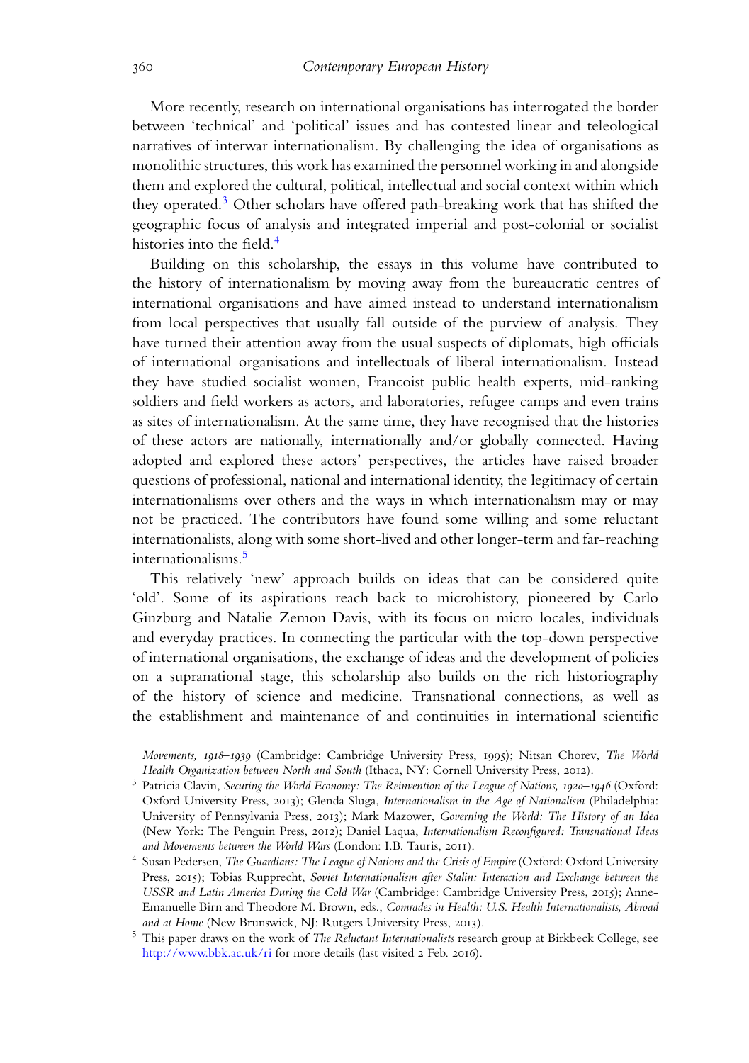More recently, research on international organisations has interrogated the border between 'technical' and 'political' issues and has contested linear and teleological narratives of interwar internationalism. By challenging the idea of organisations as monolithic structures, this work has examined the personnel working in and alongside them and explored the cultural, political, intellectual and social context within which they operated.[3] Other scholars have offered path-breaking work that has shifted the geographic focus of analysis and integrated imperial and post-colonial or socialist histories into the field.[4]

Building on this scholarship, the essays in this volume have contributed to the history of internationalism by moving away from the bureaucratic centres of international organisations and have aimed instead to understand internationalism from local perspectives that usually fall outside of the purview of analysis. They have turned their attention away from the usual suspects of diplomats, high officials of international organisations and intellectuals of liberal internationalism. Instead they have studied socialist women, Francoist public health experts, mid-ranking soldiers and field workers as actors, and laboratories, refugee camps and even trains as sites of internationalism. At the same time, they have recognised that the histories of these actors are nationally, internationally and/or globally connected. Having adopted and explored these actors' perspectives, the articles have raised broader questions of professional, national and international identity, the legitimacy of certain internationalisms over others and the ways in which internationalism may or may not be practiced. The contributors have found some willing and some reluctant internationalists, along with some short-lived and other longer-term and far-reaching internationalisms.[5]

This relatively 'new' approach builds on ideas that can be considered quite 'old'. Some of its aspirations reach back to microhistory, pioneered by Carlo Ginzburg and Natalie Zemon Davis, with its focus on micro locales, individuals and everyday practices. In connecting the particular with the top-down perspective of international organisations, the exchange of ideas and the development of policies on a supranational stage, this scholarship also builds on the rich historiography of the history of science and medicine. Transnational connections, as well as the establishment and maintenance of and continuities in international scientific

*Movements, 1918–1939* (Cambridge: Cambridge University Press, 1995); Nitsan Chorev, *The World Health Organization between North and South* (Ithaca, NY: Cornell University Press, 2012).

[3] Patricia Clavin, *Securing the World Economy: The Reinvention of the League of Nations, 1920–1946* (Oxford: Oxford University Press, 2013); Glenda Sluga, *Internationalism in the Age of Nationalism* (Philadelphia: University of Pennsylvania Press, 2013); Mark Mazower, *Governing the World: The History of an Idea* (New York: The Penguin Press, 2012); Daniel Laqua, *Internationalism Reconfigured: Transnational Ideas and Movements between the World Wars* (London: I.B. Tauris, 2011).

[4] Susan Pedersen, *The Guardians: The League of Nations and the Crisis of Empire* (Oxford: Oxford University Press, 2015); Tobias Rupprecht, *Soviet Internationalism after Stalin: Interaction and Exchange between the USSR and Latin America During the Cold War* (Cambridge: Cambridge University Press, 2015); Anne-Emanuelle Birn and Theodore M. Brown, eds., *Comrades in Health: U.S. Health Internationalists, Abroad and at Home* (New Brunswick, NJ: Rutgers University Press, 2013).

[5] This paper draws on the work of *The Reluctant Internationalists* research group at Birkbeck College, see http://www.bbk.ac.uk/ri for more details (last visited 2 Feb. 2016).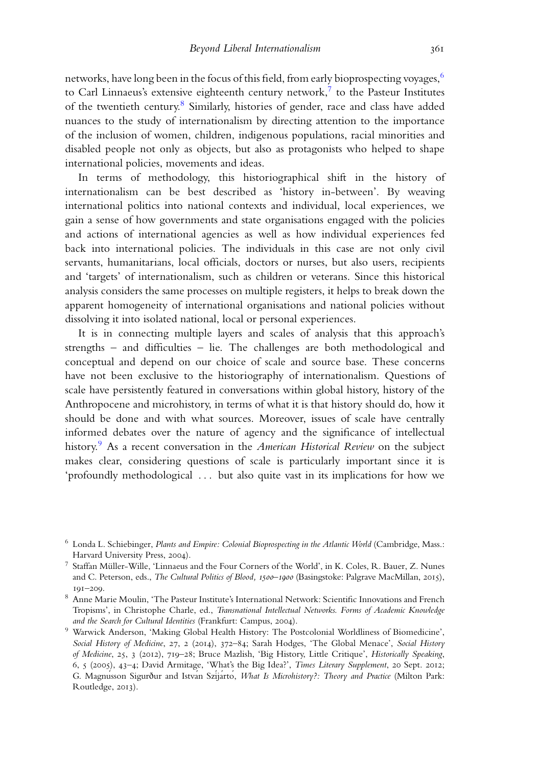networks, have long been in the focus of this field, from early bioprospecting voyages,[6] to Carl Linnaeus's extensive eighteenth century network,[7] to the Pasteur Institutes of the twentieth century.[8] Similarly, histories of gender, race and class have added nuances to the study of internationalism by directing attention to the importance of the inclusion of women, children, indigenous populations, racial minorities and disabled people not only as objects, but also as protagonists who helped to shape international policies, movements and ideas.

In terms of methodology, this historiographical shift in the history of internationalism can be best described as 'history in-between'. By weaving international politics into national contexts and individual, local experiences, we gain a sense of how governments and state organisations engaged with the policies and actions of international agencies as well as how individual experiences fed back into international policies. The individuals in this case are not only civil servants, humanitarians, local officials, doctors or nurses, but also users, recipients and 'targets' of internationalism, such as children or veterans. Since this historical analysis considers the same processes on multiple registers, it helps to break down the apparent homogeneity of international organisations and national policies without dissolving it into isolated national, local or personal experiences.

It is in connecting multiple layers and scales of analysis that this approach's strengths – and difficulties – lie. The challenges are both methodological and conceptual and depend on our choice of scale and source base. These concerns have not been exclusive to the historiography of internationalism. Questions of scale have persistently featured in conversations within global history, history of the Anthropocene and microhistory, in terms of what it is that history should do, how it should be done and with what sources. Moreover, issues of scale have centrally informed debates over the nature of agency and the significance of intellectual history.[9] As a recent conversation in the *American Historical Review* on the subject makes clear, considering questions of scale is particularly important since it is 'profoundly methodological . . . but also quite vast in its implications for how we

[6] Londa L. Schiebinger, *Plants and Empire: Colonial Bioprospecting in the Atlantic World* (Cambridge, Mass.: Harvard University Press, 2004).

[7] Staffan Müller-Wille, 'Linnaeus and the Four Corners of the World', in K. Coles, R. Bauer, Z. Nunes and C. Peterson, eds., *The Cultural Politics of Blood, 1500–1900* (Basingstoke: Palgrave MacMillan, 2015), 191–209.

[8] Anne Marie Moulin, 'The Pasteur Institute's International Network: Scientific Innovations and French Tropisms', in Christophe Charle, ed., *Transnational Intellectual Networks. Forms of Academic Knowledge and the Search for Cultural Identities* (Frankfurt: Campus, 2004).

[9] Warwick Anderson, 'Making Global Health History: The Postcolonial Worldliness of Biomedicine', *Social History of Medicine*, 27, 2 (2014), 372–84; Sarah Hodges, 'The Global Menace', *Social History of Medicine*, 25, 3 (2012), 719–28; Bruce Mazlish, 'Big History, Little Critique', *Historically Speaking*, 6, 5 (2005), 43–4; David Armitage, 'What's the Big Idea?', *Times Literary Supplement*, 20 Sept. 2012; G. Magnússon Sigurður and István Szijártó, *What Is Microhistory?: Theory and Practice* (Milton Park: Routledge, 2013).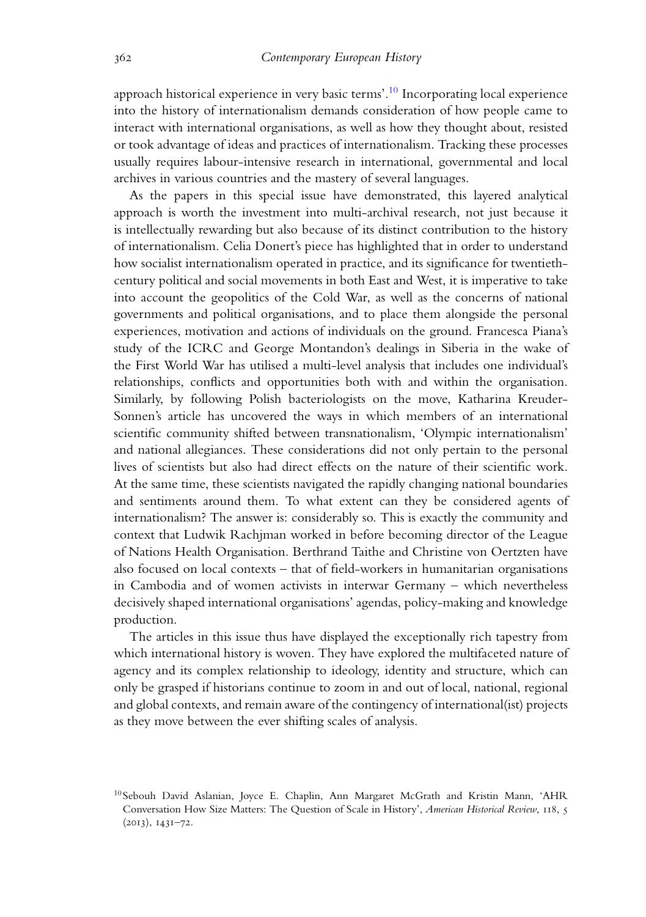approach historical experience in very basic terms'.[10] Incorporating local experience into the history of internationalism demands consideration of how people came to interact with international organisations, as well as how they thought about, resisted or took advantage of ideas and practices of internationalism. Tracking these processes usually requires labour-intensive research in international, governmental and local archives in various countries and the mastery of several languages.

As the papers in this special issue have demonstrated, this layered analytical approach is worth the investment into multi-archival research, not just because it is intellectually rewarding but also because of its distinct contribution to the history of internationalism. Celia Donert's piece has highlighted that in order to understand how socialist internationalism operated in practice, and its significance for twentieth-century political and social movements in both East and West, it is imperative to take into account the geopolitics of the Cold War, as well as the concerns of national governments and political organisations, and to place them alongside the personal experiences, motivation and actions of individuals on the ground. Francesca Piana's study of the ICRC and George Montandon's dealings in Siberia in the wake of the First World War has utilised a multi-level analysis that includes one individual's relationships, conflicts and opportunities both with and within the organisation. Similarly, by following Polish bacteriologists on the move, Katharina Kreuder-Sonnen's article has uncovered the ways in which members of an international scientific community shifted between transnationalism, 'Olympic internationalism' and national allegiances. These considerations did not only pertain to the personal lives of scientists but also had direct effects on the nature of their scientific work. At the same time, these scientists navigated the rapidly changing national boundaries and sentiments around them. To what extent can they be considered agents of internationalism? The answer is: considerably so. This is exactly the community and context that Ludwik Rachjman worked in before becoming director of the League of Nations Health Organisation. Berthrand Taithe and Christine von Oertzten have also focused on local contexts – that of field-workers in humanitarian organisations in Cambodia and of women activists in interwar Germany – which nevertheless decisively shaped international organisations' agendas, policy-making and knowledge production.

The articles in this issue thus have displayed the exceptionally rich tapestry from which international history is woven. They have explored the multifaceted nature of agency and its complex relationship to ideology, identity and structure, which can only be grasped if historians continue to zoom in and out of local, national, regional and global contexts, and remain aware of the contingency of international(ist) projects as they move between the ever shifting scales of analysis.

[10] Sebouh David Aslanian, Joyce E. Chaplin, Ann Margaret McGrath and Kristin Mann, 'AHR Conversation How Size Matters: The Question of Scale in History', *American Historical Review*, 118, 5 (2013), 1431–72.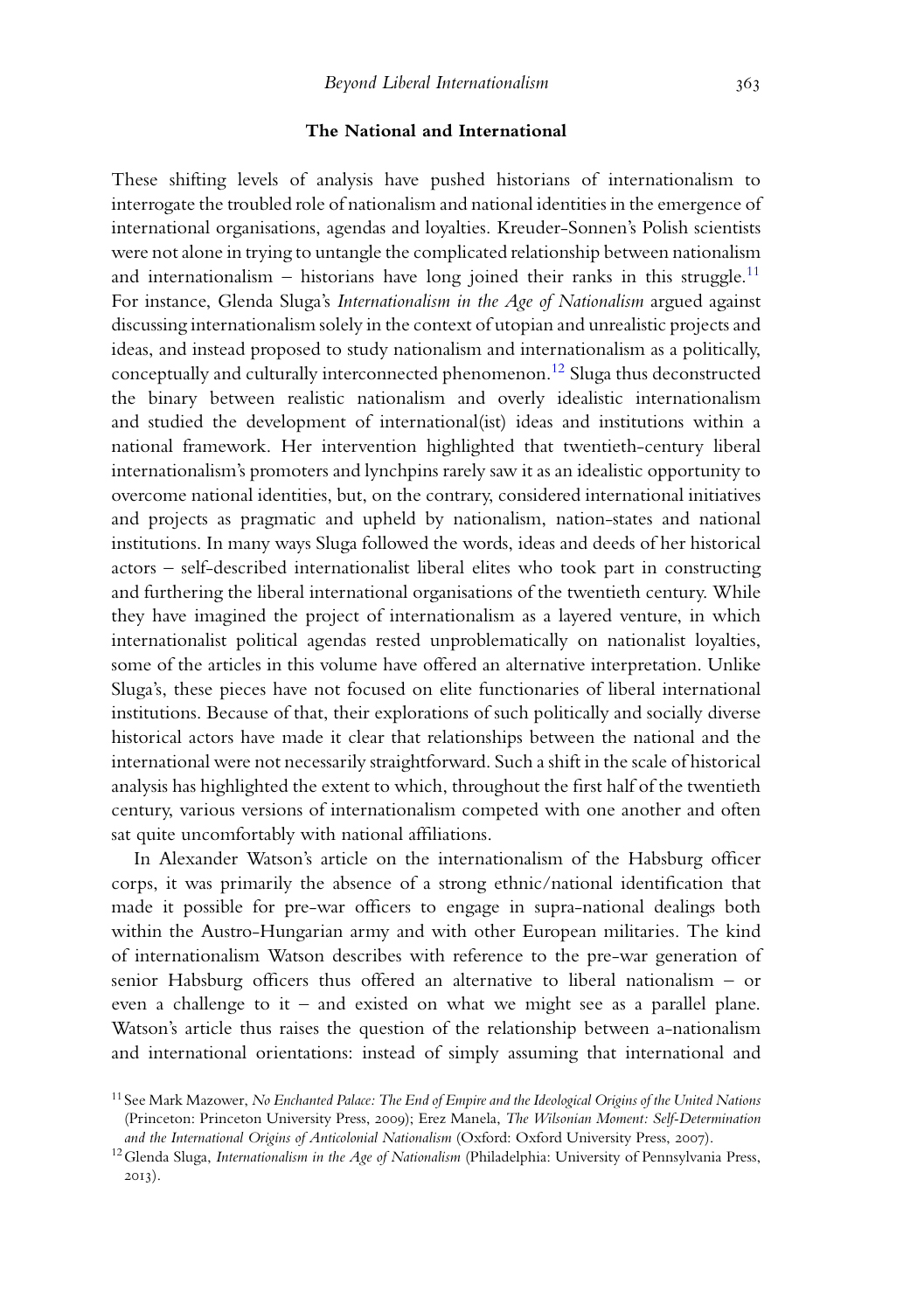### The National and International

These shifting levels of analysis have pushed historians of internationalism to interrogate the troubled role of nationalism and national identities in the emergence of international organisations, agendas and loyalties. Kreuder-Sonnen's Polish scientists were not alone in trying to untangle the complicated relationship between nationalism and internationalism – historians have long joined their ranks in this struggle.[11] For instance, Glenda Sluga's *Internationalism in the Age of Nationalism* argued against discussing internationalism solely in the context of utopian and unrealistic projects and ideas, and instead proposed to study nationalism and internationalism as a politically, conceptually and culturally interconnected phenomenon.[12] Sluga thus deconstructed the binary between realistic nationalism and overly idealistic internationalism and studied the development of international(ist) ideas and institutions within a national framework. Her intervention highlighted that twentieth-century liberal internationalism's promoters and lynchpins rarely saw it as an idealistic opportunity to overcome national identities, but, on the contrary, considered international initiatives and projects as pragmatic and upheld by nationalism, nation-states and national institutions. In many ways Sluga followed the words, ideas and deeds of her historical actors – self-described internationalist liberal elites who took part in constructing and furthering the liberal international organisations of the twentieth century. While they have imagined the project of internationalism as a layered venture, in which internationalist political agendas rested unproblematically on nationalist loyalties, some of the articles in this volume have offered an alternative interpretation. Unlike Sluga's, these pieces have not focused on elite functionaries of liberal international institutions. Because of that, their explorations of such politically and socially diverse historical actors have made it clear that relationships between the national and the international were not necessarily straightforward. Such a shift in the scale of historical analysis has highlighted the extent to which, throughout the first half of the twentieth century, various versions of internationalism competed with one another and often sat quite uncomfortably with national affiliations.

In Alexander Watson's article on the internationalism of the Habsburg officer corps, it was primarily the absence of a strong ethnic/national identification that made it possible for pre-war officers to engage in supra-national dealings both within the Austro-Hungarian army and with other European militaries. The kind of internationalism Watson describes with reference to the pre-war generation of senior Habsburg officers thus offered an alternative to liberal nationalism – or even a challenge to it – and existed on what we might see as a parallel plane. Watson's article thus raises the question of the relationship between a-nationalism and international orientations: instead of simply assuming that international and

[11] See Mark Mazower, *No Enchanted Palace: The End of Empire and the Ideological Origins of the United Nations* (Princeton: Princeton University Press, 2009); Erez Manela, *The Wilsonian Moment: Self-Determination and the International Origins of Anticolonial Nationalism* (Oxford: Oxford University Press, 2007).

[12] Glenda Sluga, *Internationalism in the Age of Nationalism* (Philadelphia: University of Pennsylvania Press, 2013).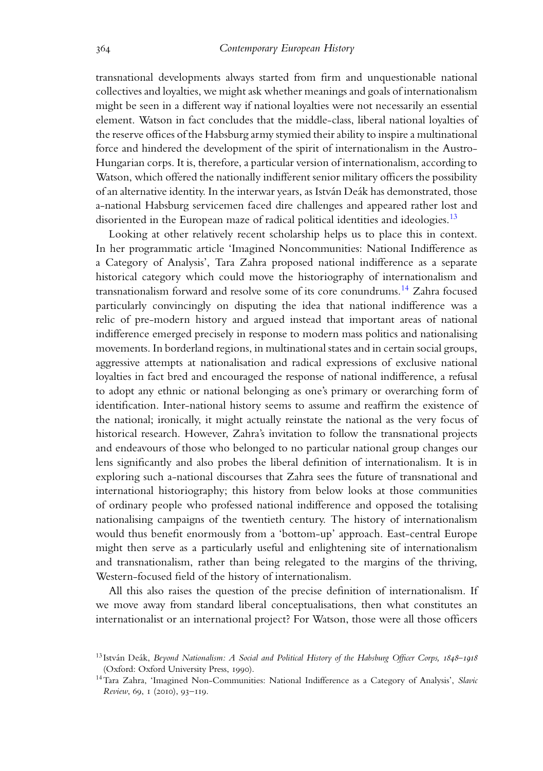transnational developments always started from firm and unquestionable national collectives and loyalties, we might ask whether meanings and goals of internationalism might be seen in a different way if national loyalties were not necessarily an essential element. Watson in fact concludes that the middle-class, liberal national loyalties of the reserve offices of the Habsburg army stymied their ability to inspire a multinational force and hindered the development of the spirit of internationalism in the Austro-Hungarian corps. It is, therefore, a particular version of internationalism, according to Watson, which offered the nationally indifferent senior military officers the possibility of an alternative identity. In the interwar years, as István Deák has demonstrated, those a-national Habsburg servicemen faced dire challenges and appeared rather lost and disoriented in the European maze of radical political identities and ideologies.[13]

Looking at other relatively recent scholarship helps us to place this in context. In her programmatic article 'Imagined Noncommunities: National Indifference as a Category of Analysis', Tara Zahra proposed national indifference as a separate historical category which could move the historiography of internationalism and transnationalism forward and resolve some of its core conundrums.[14] Zahra focused particularly convincingly on disputing the idea that national indifference was a relic of pre-modern history and argued instead that important areas of national indifference emerged precisely in response to modern mass politics and nationalising movements. In borderland regions, in multinational states and in certain social groups, aggressive attempts at nationalisation and radical expressions of exclusive national loyalties in fact bred and encouraged the response of national indifference, a refusal to adopt any ethnic or national belonging as one's primary or overarching form of identification. Inter-national history seems to assume and reaffirm the existence of the national; ironically, it might actually reinstate the national as the very focus of historical research. However, Zahra's invitation to follow the transnational projects and endeavours of those who belonged to no particular national group changes our lens significantly and also probes the liberal definition of internationalism. It is in exploring such a-national discourses that Zahra sees the future of transnational and international historiography; this history from below looks at those communities of ordinary people who professed national indifference and opposed the totalising nationalising campaigns of the twentieth century. The history of internationalism would thus benefit enormously from a 'bottom-up' approach. East-central Europe might then serve as a particularly useful and enlightening site of internationalism and transnationalism, rather than being relegated to the margins of the thriving, Western-focused field of the history of internationalism.

All this also raises the question of the precise definition of internationalism. If we move away from standard liberal conceptualisations, then what constitutes an internationalist or an international project? For Watson, those were all those officers

[13] István Deák, *Beyond Nationalism: A Social and Political History of the Habsburg Officer Corps, 1848–1918* (Oxford: Oxford University Press, 1990).

[14] Tara Zahra, 'Imagined Non-Communities: National Indifference as a Category of Analysis', *Slavic Review*, 69, 1 (2010), 93–119.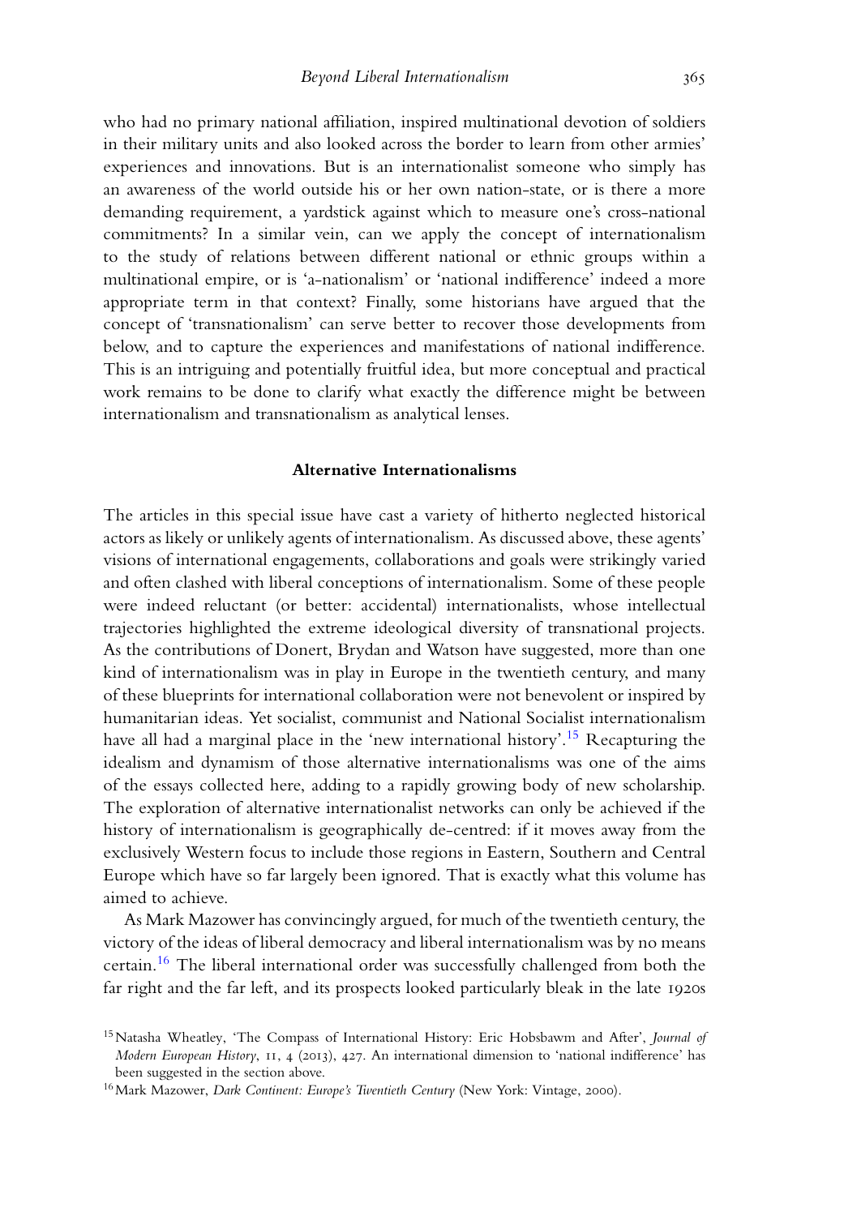who had no primary national affiliation, inspired multinational devotion of soldiers in their military units and also looked across the border to learn from other armies' experiences and innovations. But is an internationalist someone who simply has an awareness of the world outside his or her own nation-state, or is there a more demanding requirement, a yardstick against which to measure one's cross-national commitments? In a similar vein, can we apply the concept of internationalism to the study of relations between different national or ethnic groups within a multinational empire, or is 'a-nationalism' or 'national indifference' indeed a more appropriate term in that context? Finally, some historians have argued that the concept of 'transnationalism' can serve better to recover those developments from below, and to capture the experiences and manifestations of national indifference. This is an intriguing and potentially fruitful idea, but more conceptual and practical work remains to be done to clarify what exactly the difference might be between internationalism and transnationalism as analytical lenses.

## Alternative Internationalisms

The articles in this special issue have cast a variety of hitherto neglected historical actors as likely or unlikely agents of internationalism. As discussed above, these agents' visions of international engagements, collaborations and goals were strikingly varied and often clashed with liberal conceptions of internationalism. Some of these people were indeed reluctant (or better: accidental) internationalists, whose intellectual trajectories highlighted the extreme ideological diversity of transnational projects. As the contributions of Donert, Brydan and Watson have suggested, more than one kind of internationalism was in play in Europe in the twentieth century, and many of these blueprints for international collaboration were not benevolent or inspired by humanitarian ideas. Yet socialist, communist and National Socialist internationalism have all had a marginal place in the 'new international history'.[15] Recapturing the idealism and dynamism of those alternative internationalisms was one of the aims of the essays collected here, adding to a rapidly growing body of new scholarship. The exploration of alternative internationalist networks can only be achieved if the history of internationalism is geographically de-centred: if it moves away from the exclusively Western focus to include those regions in Eastern, Southern and Central Europe which have so far largely been ignored. That is exactly what this volume has aimed to achieve.

As Mark Mazower has convincingly argued, for much of the twentieth century, the victory of the ideas of liberal democracy and liberal internationalism was by no means certain.[16] The liberal international order was successfully challenged from both the far right and the far left, and its prospects looked particularly bleak in the late 1920s

[15] Natasha Wheatley, 'The Compass of International History: Eric Hobsbawm and After', *Journal of Modern European History*, 11, 4 (2013), 427. An international dimension to 'national indifference' has been suggested in the section above.

[16] Mark Mazower, *Dark Continent: Europe's Twentieth Century* (New York: Vintage, 2000).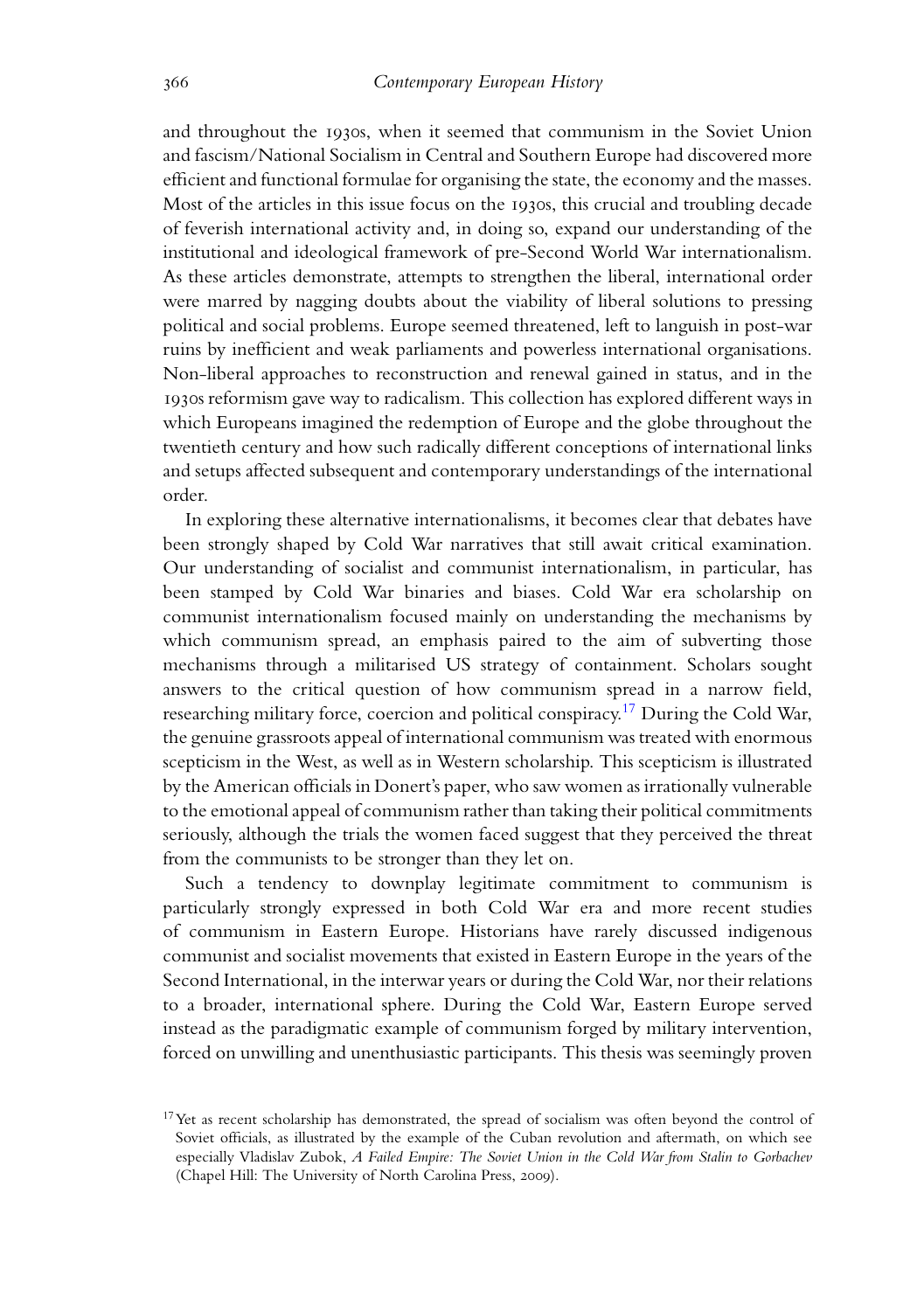and throughout the 1930s, when it seemed that communism in the Soviet Union and fascism/National Socialism in Central and Southern Europe had discovered more efficient and functional formulae for organising the state, the economy and the masses. Most of the articles in this issue focus on the 1930s, this crucial and troubling decade of feverish international activity and, in doing so, expand our understanding of the institutional and ideological framework of pre-Second World War internationalism. As these articles demonstrate, attempts to strengthen the liberal, international order were marred by nagging doubts about the viability of liberal solutions to pressing political and social problems. Europe seemed threatened, left to languish in post-war ruins by inefficient and weak parliaments and powerless international organisations. Non-liberal approaches to reconstruction and renewal gained in status, and in the 1930s reformism gave way to radicalism. This collection has explored different ways in which Europeans imagined the redemption of Europe and the globe throughout the twentieth century and how such radically different conceptions of international links and setups affected subsequent and contemporary understandings of the international order.

In exploring these alternative internationalisms, it becomes clear that debates have been strongly shaped by Cold War narratives that still await critical examination. Our understanding of socialist and communist internationalism, in particular, has been stamped by Cold War binaries and biases. Cold War era scholarship on communist internationalism focused mainly on understanding the mechanisms by which communism spread, an emphasis paired to the aim of subverting those mechanisms through a militarised US strategy of containment. Scholars sought answers to the critical question of how communism spread in a narrow field, researching military force, coercion and political conspiracy.[17] During the Cold War, the genuine grassroots appeal of international communism was treated with enormous scepticism in the West, as well as in Western scholarship. This scepticism is illustrated by the American officials in Donert's paper, who saw women as irrationally vulnerable to the emotional appeal of communism rather than taking their political commitments seriously, although the trials the women faced suggest that they perceived the threat from the communists to be stronger than they let on.

Such a tendency to downplay legitimate commitment to communism is particularly strongly expressed in both Cold War era and more recent studies of communism in Eastern Europe. Historians have rarely discussed indigenous communist and socialist movements that existed in Eastern Europe in the years of the Second International, in the interwar years or during the Cold War, nor their relations to a broader, international sphere. During the Cold War, Eastern Europe served instead as the paradigmatic example of communism forged by military intervention, forced on unwilling and unenthusiastic participants. This thesis was seemingly proven

[17] Yet as recent scholarship has demonstrated, the spread of socialism was often beyond the control of Soviet officials, as illustrated by the example of the Cuban revolution and aftermath, on which see especially Vladislav Zubok, *A Failed Empire: The Soviet Union in the Cold War from Stalin to Gorbachev* (Chapel Hill: The University of North Carolina Press, 2009).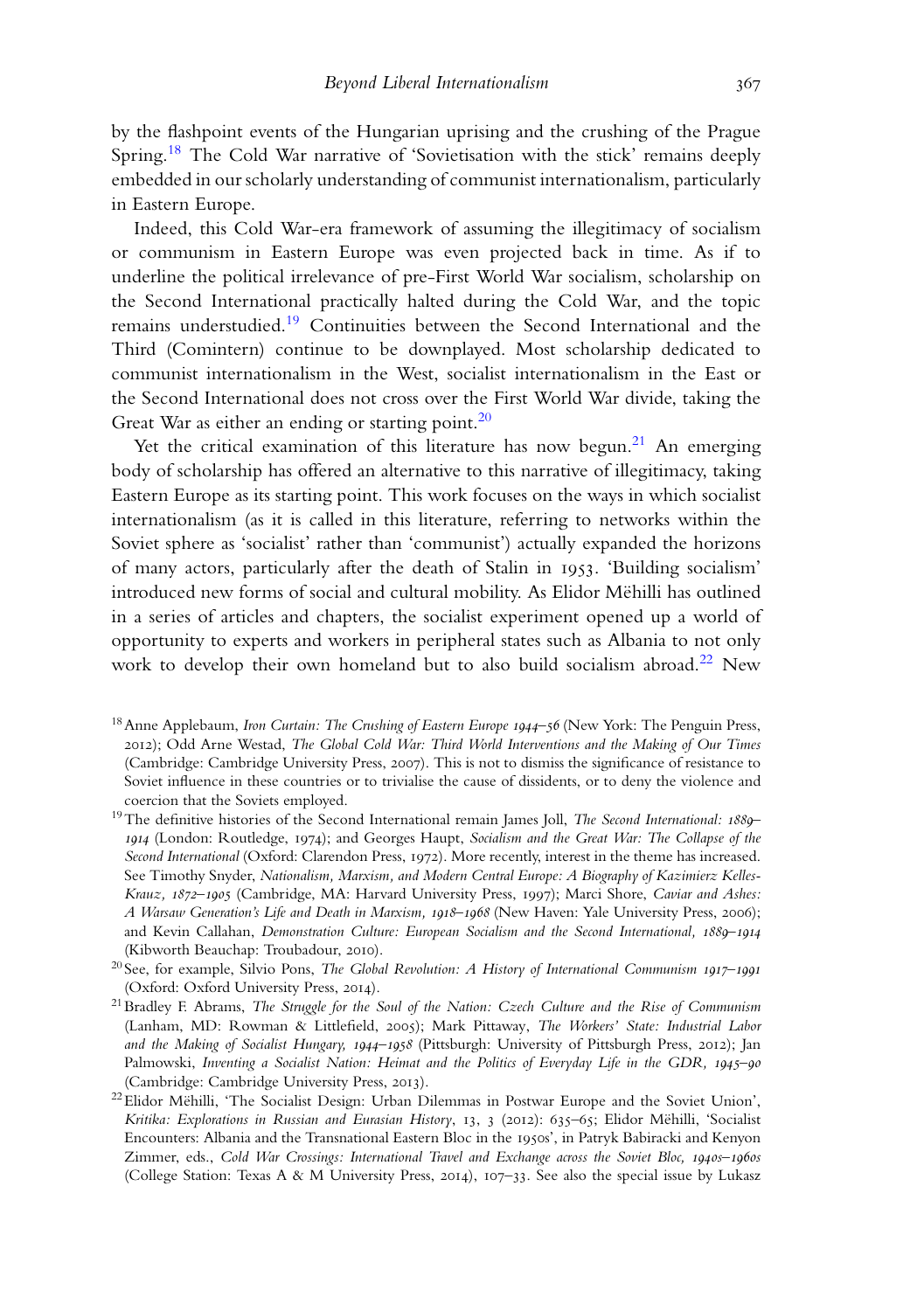by the flashpoint events of the Hungarian uprising and the crushing of the Prague Spring.[18] The Cold War narrative of 'Sovietisation with the stick' remains deeply embedded in our scholarly understanding of communist internationalism, particularly in Eastern Europe.

Indeed, this Cold War-era framework of assuming the illegitimacy of socialism or communism in Eastern Europe was even projected back in time. As if to underline the political irrelevance of pre-First World War socialism, scholarship on the Second International practically halted during the Cold War, and the topic remains understudied.[19] Continuities between the Second International and the Third (Comintern) continue to be downplayed. Most scholarship dedicated to communist internationalism in the West, socialist internationalism in the East or the Second International does not cross over the First World War divide, taking the Great War as either an ending or starting point.[20]

Yet the critical examination of this literature has now begun.[21] An emerging body of scholarship has offered an alternative to this narrative of illegitimacy, taking Eastern Europe as its starting point. This work focuses on the ways in which socialist internationalism (as it is called in this literature, referring to networks within the Soviet sphere as 'socialist' rather than 'communist') actually expanded the horizons of many actors, particularly after the death of Stalin in 1953. 'Building socialism' introduced new forms of social and cultural mobility. As Elidor Mëhilli has outlined in a series of articles and chapters, the socialist experiment opened up a world of opportunity to experts and workers in peripheral states such as Albania to not only work to develop their own homeland but to also build socialism abroad.[22] New

[18] Anne Applebaum, *Iron Curtain: The Crushing of Eastern Europe 1944–56* (New York: The Penguin Press, 2012); Odd Arne Westad, *The Global Cold War: Third World Interventions and the Making of Our Times* (Cambridge: Cambridge University Press, 2007). This is not to dismiss the significance of resistance to Soviet influence in these countries or to trivialise the cause of dissidents, or to deny the violence and coercion that the Soviets employed.

[19] The definitive histories of the Second International remain James Joll, *The Second International: 1889–1914* (London: Routledge, 1974); and Georges Haupt, *Socialism and the Great War: The Collapse of the Second International* (Oxford: Clarendon Press, 1972). More recently, interest in the theme has increased. See Timothy Snyder, *Nationalism, Marxism, and Modern Central Europe: A Biography of Kazimierz Kelles-Krauz, 1872–1905* (Cambridge, MA: Harvard University Press, 1997); Marci Shore, *Caviar and Ashes: A Warsaw Generation's Life and Death in Marxism, 1918–1968* (New Haven: Yale University Press, 2006); and Kevin Callahan, *Demonstration Culture: European Socialism and the Second International, 1889–1914* (Kibworth Beauchap: Troubadour, 2010).

[20] See, for example, Silvio Pons, *The Global Revolution: A History of International Communism 1917–1991* (Oxford: Oxford University Press, 2014).

[21] Bradley F. Abrams, *The Struggle for the Soul of the Nation: Czech Culture and the Rise of Communism* (Lanham, MD: Rowman & Littlefield, 2005); Mark Pittaway, *The Workers' State: Industrial Labor and the Making of Socialist Hungary, 1944–1958* (Pittsburgh: University of Pittsburgh Press, 2012); Jan Palmowski, *Inventing a Socialist Nation: Heimat and the Politics of Everyday Life in the GDR, 1945–90* (Cambridge: Cambridge University Press, 2013).

[22] Elidor Mëhilli, 'The Socialist Design: Urban Dilemmas in Postwar Europe and the Soviet Union', *Kritika: Explorations in Russian and Eurasian History*, 13, 3 (2012): 635–65; Elidor Mëhilli, 'Socialist Encounters: Albania and the Transnational Eastern Bloc in the 1950s', in Patryk Babiracki and Kenyon Zimmer, eds., *Cold War Crossings: International Travel and Exchange across the Soviet Bloc, 1940s–1960s* (College Station: Texas A & M University Press, 2014), 107–33. See also the special issue by Lukasz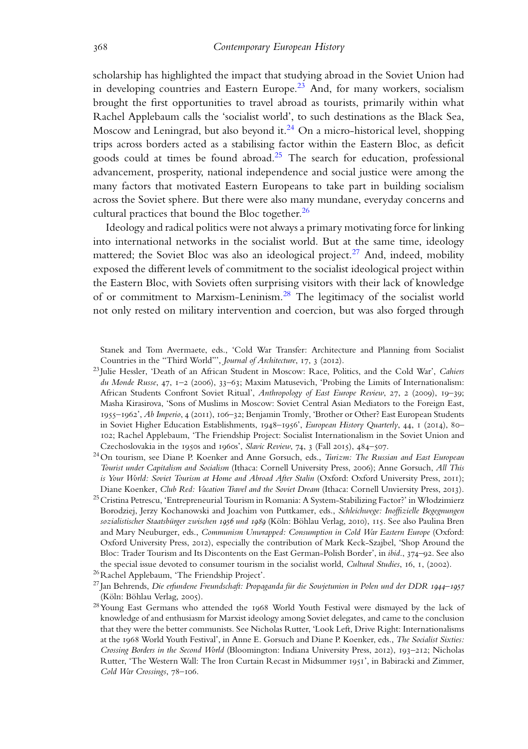scholarship has highlighted the impact that studying abroad in the Soviet Union had in developing countries and Eastern Europe.[23] And, for many workers, socialism brought the first opportunities to travel abroad as tourists, primarily within what Rachel Applebaum calls the 'socialist world', to such destinations as the Black Sea, Moscow and Leningrad, but also beyond it.[24] On a micro-historical level, shopping trips across borders acted as a stabilising factor within the Eastern Bloc, as deficit goods could at times be found abroad.[25] The search for education, professional advancement, prosperity, national independence and social justice were among the many factors that motivated Eastern Europeans to take part in building socialism across the Soviet sphere. But there were also many mundane, everyday concerns and cultural practices that bound the Bloc together.[26]

Ideology and radical politics were not always a primary motivating force for linking into international networks in the socialist world. But at the same time, ideology mattered; the Soviet Bloc was also an ideological project.[27] And, indeed, mobility exposed the different levels of commitment to the socialist ideological project within the Eastern Bloc, with Soviets often surprising visitors with their lack of knowledge of or commitment to Marxism-Leninism.[28] The legitimacy of the socialist world not only rested on military intervention and coercion, but was also forged through

Stanek and Tom Avermaete, eds., 'Cold War Transfer: Architecture and Planning from Socialist Countries in the "Third World"', *Journal of Architecture*, 17, 3 (2012).

[23] Julie Hessler, 'Death of an African Student in Moscow: Race, Politics, and the Cold War', *Cahiers du Monde Russe*, 47, 1–2 (2006), 33–63; Maxim Matusevich, 'Probing the Limits of Internationalism: African Students Confront Soviet Ritual', *Anthropology of East Europe Review*, 27, 2 (2009), 19–39; Masha Kirasirova, 'Sons of Muslims in Moscow: Soviet Central Asian Mediators to the Foreign East, 1955–1962', *Ab Imperio*, 4 (2011), 106–32; Benjamin Tromly, 'Brother or Other? East European Students in Soviet Higher Education Establishments, 1948–1956', *European History Quarterly*, 44, 1 (2014), 80–102; Rachel Applebaum, 'The Friendship Project: Socialist Internationalism in the Soviet Union and Czechoslovakia in the 1950s and 1960s', *Slavic Review*, 74, 3 (Fall 2015), 484–507.

[24] On tourism, see Diane P. Koenker and Anne Gorsuch, eds., *Turizm: The Russian and East European Tourist under Capitalism and Socialism* (Ithaca: Cornell University Press, 2006); Anne Gorsuch, *All This is Your World: Soviet Tourism at Home and Abroad After Stalin* (Oxford: Oxford University Press, 2011); Diane Koenker, *Club Red: Vacation Travel and the Soviet Dream* (Ithaca: Cornell Unviersity Press, 2013).

[25] Cristina Petrescu, 'Entrepreneurial Tourism in Romania: A System-Stabilizing Factor?' in Włodzimierz Borodziej, Jerzy Kochanowski and Joachim von Puttkamer, eds., *Schleichwege: Inoffizielle Begegnungen sozialistischer Staatsbürger zwischen 1956 und 1989* (Köln: Böhlau Verlag, 2010), 115. See also Paulina Bren and Mary Neuburger, eds., *Communism Unwrapped: Consumption in Cold War Eastern Europe* (Oxford: Oxford University Press, 2012), especially the contribution of Mark Keck-Szajbel, 'Shop Around the Bloc: Trader Tourism and Its Discontents on the East German-Polish Border', in *ibid*., 374–92. See also the special issue devoted to consumer tourism in the socialist world, *Cultural Studies*, 16, 1, (2002).

[26] Rachel Applebaum, 'The Friendship Project'.

[27] Jan Behrends, *Die erfundene Freundschaft: Propaganda für die Sowjetunion in Polen und der DDR 1944–1957* (Köln: Böhlau Verlag, 2005).

[28] Young East Germans who attended the 1968 World Youth Festival were dismayed by the lack of knowledge of and enthusiasm for Marxist ideology among Soviet delegates, and came to the conclusion that they were the better communists. See Nicholas Rutter, 'Look Left, Drive Right: Internationalisms at the 1968 World Youth Festival', in Anne E. Gorsuch and Diane P. Koenker, eds., *The Socialist Sixties: Crossing Borders in the Second World* (Bloomington: Indiana University Press, 2012), 193–212; Nicholas Rutter, 'The Western Wall: The Iron Curtain Recast in Midsummer 1951', in Babiracki and Zimmer, *Cold War Crossings*, 78–106.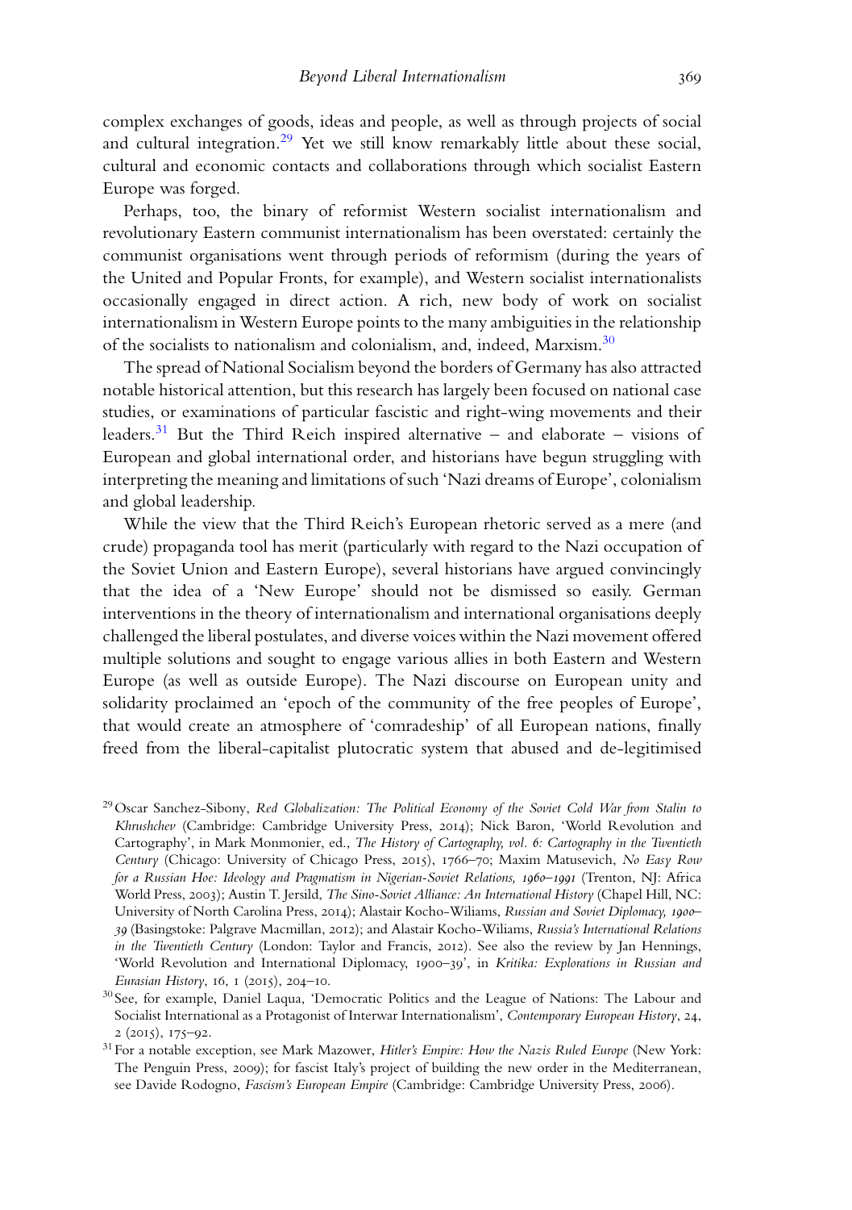complex exchanges of goods, ideas and people, as well as through projects of social and cultural integration.[29] Yet we still know remarkably little about these social, cultural and economic contacts and collaborations through which socialist Eastern Europe was forged.

Perhaps, too, the binary of reformist Western socialist internationalism and revolutionary Eastern communist internationalism has been overstated: certainly the communist organisations went through periods of reformism (during the years of the United and Popular Fronts, for example), and Western socialist internationalists occasionally engaged in direct action. A rich, new body of work on socialist internationalism in Western Europe points to the many ambiguities in the relationship of the socialists to nationalism and colonialism, and, indeed, Marxism.[30]

The spread of National Socialism beyond the borders of Germany has also attracted notable historical attention, but this research has largely been focused on national case studies, or examinations of particular fascistic and right-wing movements and their leaders.[31] But the Third Reich inspired alternative – and elaborate – visions of European and global international order, and historians have begun struggling with interpreting the meaning and limitations of such 'Nazi dreams of Europe', colonialism and global leadership.

While the view that the Third Reich's European rhetoric served as a mere (and crude) propaganda tool has merit (particularly with regard to the Nazi occupation of the Soviet Union and Eastern Europe), several historians have argued convincingly that the idea of a 'New Europe' should not be dismissed so easily. German interventions in the theory of internationalism and international organisations deeply challenged the liberal postulates, and diverse voices within the Nazi movement offered multiple solutions and sought to engage various allies in both Eastern and Western Europe (as well as outside Europe). The Nazi discourse on European unity and solidarity proclaimed an 'epoch of the community of the free peoples of Europe', that would create an atmosphere of 'comradeship' of all European nations, finally freed from the liberal-capitalist plutocratic system that abused and de-legitimised

---

[29] Oscar Sanchez-Sibony, *Red Globalization: The Political Economy of the Soviet Cold War from Stalin to Khrushchev* (Cambridge: Cambridge University Press, 2014); Nick Baron, 'World Revolution and Cartography', in Mark Monmonier, ed., *The History of Cartography, vol. 6: Cartography in the Twentieth Century* (Chicago: University of Chicago Press, 2015), 1766–70; Maxim Matusevich, *No Easy Row for a Russian Hoe: Ideology and Pragmatism in Nigerian-Soviet Relations, 1960–1991* (Trenton, NJ: Africa World Press, 2003); Austin T. Jersild, *The Sino-Soviet Alliance: An International History* (Chapel Hill, NC: University of North Carolina Press, 2014); Alastair Kocho-Wiliams, *Russian and Soviet Diplomacy, 1900–39* (Basingstoke: Palgrave Macmillan, 2012); and Alastair Kocho-Wiliams, *Russia's International Relations in the Twentieth Century* (London: Taylor and Francis, 2012). See also the review by Jan Hennings, 'World Revolution and International Diplomacy, 1900–39', in *Kritika: Explorations in Russian and Eurasian History*, 16, 1 (2015), 204–10.

[30] See, for example, Daniel Laqua, 'Democratic Politics and the League of Nations: The Labour and Socialist International as a Protagonist of Interwar Internationalism', *Contemporary European History*, 24, 2 (2015), 175–92.

[31] For a notable exception, see Mark Mazower, *Hitler's Empire: How the Nazis Ruled Europe* (New York: The Penguin Press, 2009); for fascist Italy's project of building the new order in the Mediterranean, see Davide Rodogno, *Fascism's European Empire* (Cambridge: Cambridge University Press, 2006).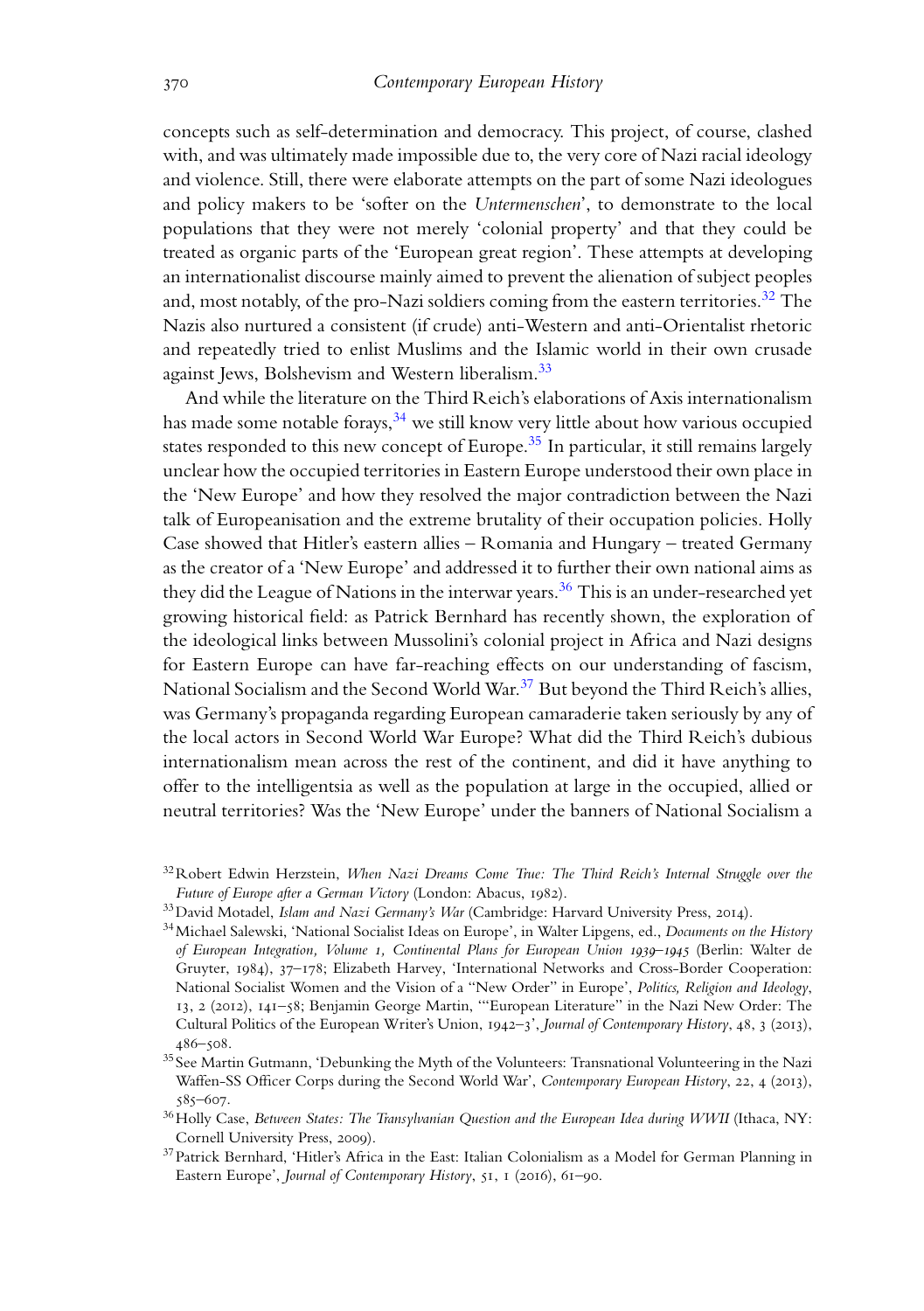concepts such as self-determination and democracy. This project, of course, clashed with, and was ultimately made impossible due to, the very core of Nazi racial ideology and violence. Still, there were elaborate attempts on the part of some Nazi ideologues and policy makers to be 'softer on the *Untermenschen*', to demonstrate to the local populations that they were not merely 'colonial property' and that they could be treated as organic parts of the 'European great region'. These attempts at developing an internationalist discourse mainly aimed to prevent the alienation of subject peoples and, most notably, of the pro-Nazi soldiers coming from the eastern territories.[32] The Nazis also nurtured a consistent (if crude) anti-Western and anti-Orientalist rhetoric and repeatedly tried to enlist Muslims and the Islamic world in their own crusade against Jews, Bolshevism and Western liberalism.[33]

And while the literature on the Third Reich's elaborations of Axis internationalism has made some notable forays,[34] we still know very little about how various occupied states responded to this new concept of Europe.[35] In particular, it still remains largely unclear how the occupied territories in Eastern Europe understood their own place in the 'New Europe' and how they resolved the major contradiction between the Nazi talk of Europeanisation and the extreme brutality of their occupation policies. Holly Case showed that Hitler's eastern allies – Romania and Hungary – treated Germany as the creator of a 'New Europe' and addressed it to further their own national aims as they did the League of Nations in the interwar years.[36] This is an under-researched yet growing historical field: as Patrick Bernhard has recently shown, the exploration of the ideological links between Mussolini's colonial project in Africa and Nazi designs for Eastern Europe can have far-reaching effects on our understanding of fascism, National Socialism and the Second World War.[37] But beyond the Third Reich's allies, was Germany's propaganda regarding European camaraderie taken seriously by any of the local actors in Second World War Europe? What did the Third Reich's dubious internationalism mean across the rest of the continent, and did it have anything to offer to the intelligentsia as well as the population at large in the occupied, allied or neutral territories? Was the 'New Europe' under the banners of National Socialism a

[32] Robert Edwin Herzstein, *When Nazi Dreams Come True: The Third Reich's Internal Struggle over the Future of Europe after a German Victory* (London: Abacus, 1982).

[33] David Motadel, *Islam and Nazi Germany's War* (Cambridge: Harvard University Press, 2014).

[34] Michael Salewski, 'National Socialist Ideas on Europe', in Walter Lipgens, ed., *Documents on the History of European Integration, Volume 1, Continental Plans for European Union 1939–1945* (Berlin: Walter de Gruyter, 1984), 37–178; Elizabeth Harvey, 'International Networks and Cross-Border Cooperation: National Socialist Women and the Vision of a "New Order" in Europe', *Politics, Religion and Ideology*, 13, 2 (2012), 141–58; Benjamin George Martin, '"European Literature" in the Nazi New Order: The Cultural Politics of the European Writer's Union, 1942–3', *Journal of Contemporary History*, 48, 3 (2013), 486–508.

[35] See Martin Gutmann, 'Debunking the Myth of the Volunteers: Transnational Volunteering in the Nazi Waffen-SS Officer Corps during the Second World War', *Contemporary European History*, 22, 4 (2013), 585–607.

[36] Holly Case, *Between States: The Transylvanian Question and the European Idea during WWII* (Ithaca, NY: Cornell University Press, 2009).

[37] Patrick Bernhard, 'Hitler's Africa in the East: Italian Colonialism as a Model for German Planning in Eastern Europe', *Journal of Contemporary History*, 51, 1 (2016), 61–90.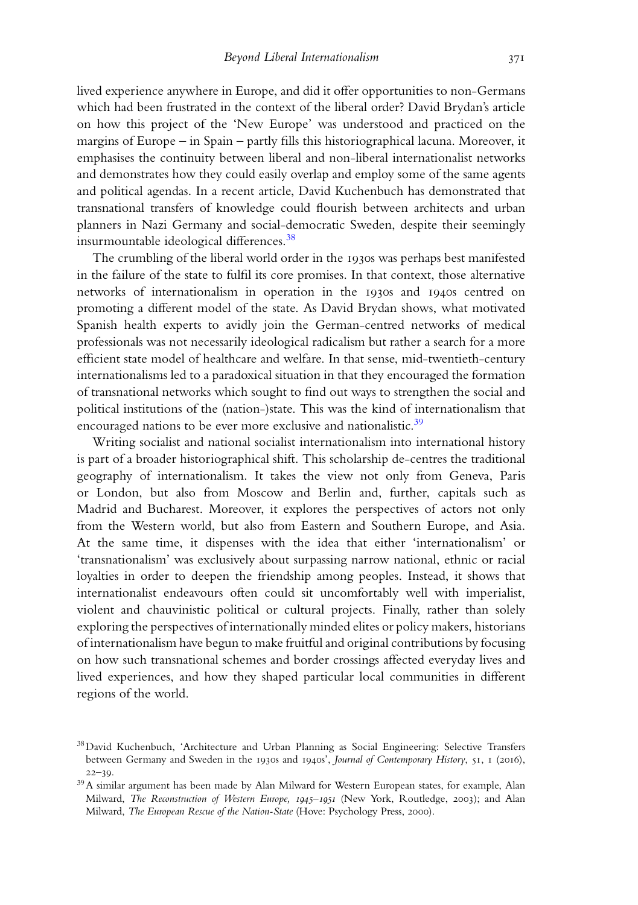lived experience anywhere in Europe, and did it offer opportunities to non-Germans which had been frustrated in the context of the liberal order? David Brydan's article on how this project of the 'New Europe' was understood and practiced on the margins of Europe – in Spain – partly fills this historiographical lacuna. Moreover, it emphasises the continuity between liberal and non-liberal internationalist networks and demonstrates how they could easily overlap and employ some of the same agents and political agendas. In a recent article, David Kuchenbuch has demonstrated that transnational transfers of knowledge could flourish between architects and urban planners in Nazi Germany and social-democratic Sweden, despite their seemingly insurmountable ideological differences.[38]

The crumbling of the liberal world order in the 1930s was perhaps best manifested in the failure of the state to fulfil its core promises. In that context, those alternative networks of internationalism in operation in the 1930s and 1940s centred on promoting a different model of the state. As David Brydan shows, what motivated Spanish health experts to avidly join the German-centred networks of medical professionals was not necessarily ideological radicalism but rather a search for a more efficient state model of healthcare and welfare. In that sense, mid-twentieth-century internationalisms led to a paradoxical situation in that they encouraged the formation of transnational networks which sought to find out ways to strengthen the social and political institutions of the (nation-)state. This was the kind of internationalism that encouraged nations to be ever more exclusive and nationalistic.[39]

Writing socialist and national socialist internationalism into international history is part of a broader historiographical shift. This scholarship de-centres the traditional geography of internationalism. It takes the view not only from Geneva, Paris or London, but also from Moscow and Berlin and, further, capitals such as Madrid and Bucharest. Moreover, it explores the perspectives of actors not only from the Western world, but also from Eastern and Southern Europe, and Asia. At the same time, it dispenses with the idea that either 'internationalism' or 'transnationalism' was exclusively about surpassing narrow national, ethnic or racial loyalties in order to deepen the friendship among peoples. Instead, it shows that internationalist endeavours often could sit uncomfortably well with imperialist, violent and chauvinistic political or cultural projects. Finally, rather than solely exploring the perspectives of internationally minded elites or policy makers, historians of internationalism have begun to make fruitful and original contributions by focusing on how such transnational schemes and border crossings affected everyday lives and lived experiences, and how they shaped particular local communities in different regions of the world.

[38] David Kuchenbuch, 'Architecture and Urban Planning as Social Engineering: Selective Transfers between Germany and Sweden in the 1930s and 1940s', *Journal of Contemporary History*, 51, 1 (2016), 22–39.

[39] A similar argument has been made by Alan Milward for Western European states, for example, Alan Milward, *The Reconstruction of Western Europe, 1945–1951* (New York, Routledge, 2003); and Alan Milward, *The European Rescue of the Nation-State* (Hove: Psychology Press, 2000).